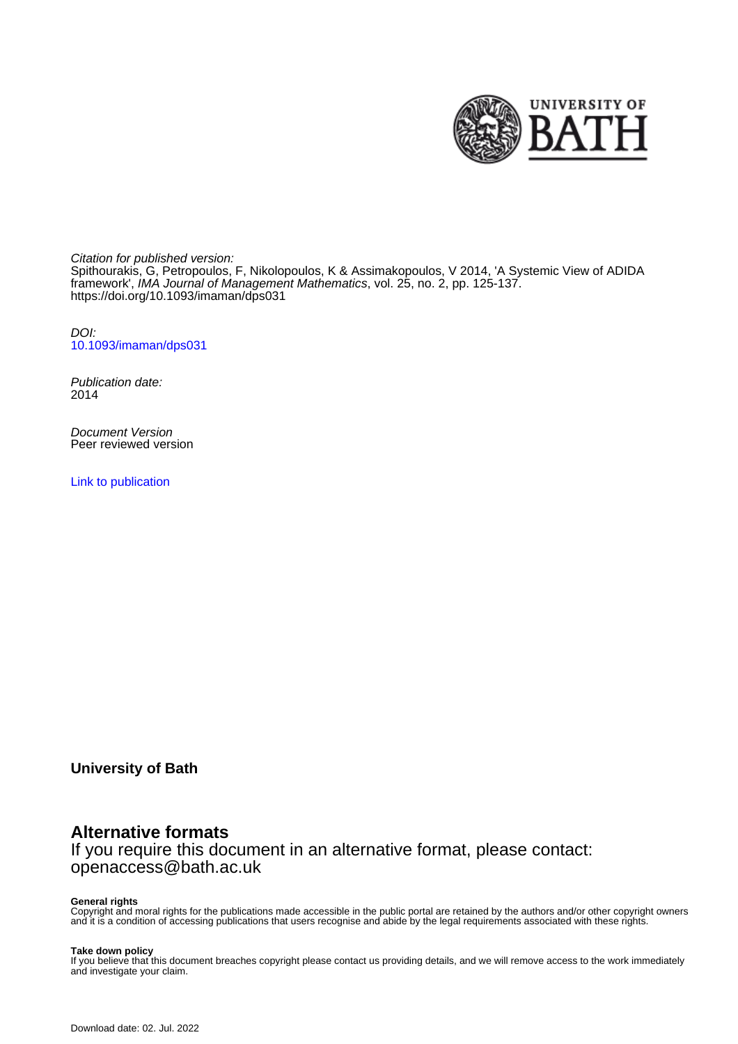*Citation for published version:*
Spithourakis, G, Petropoulos, F, Nikolopoulos, K & Assimakopoulos, V 2014, 'A Systemic View of ADIDA framework', *IMA Journal of Management Mathematics*, vol. 25, no. 2, pp. 125-137.
https://doi.org/10.1093/imaman/dps031

*DOI:*
10.1093/imaman/dps031

*Publication date:*
2014

*Document Version*
Peer reviewed version

Link to publication

**University of Bath**

## Alternative formats

If you require this document in an alternative format, please contact:
openaccess@bath.ac.uk

**General rights**
Copyright and moral rights for the publications made accessible in the public portal are retained by the authors and/or other copyright owners and it is a condition of accessing publications that users recognise and abide by the legal requirements associated with these rights.

**Take down policy**
If you believe that this document breaches copyright please contact us providing details, and we will remove access to the work immediately and investigate your claim.

Download date: 02. Jul. 2022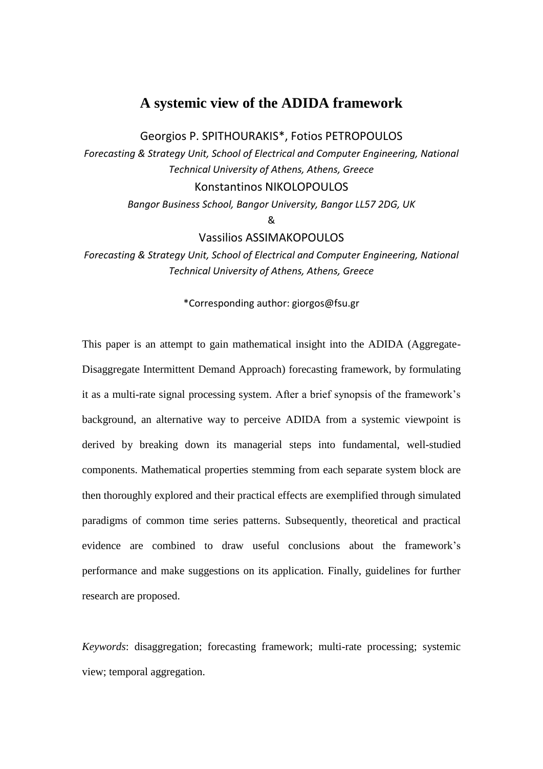# A systemic view of the ADIDA framework

Georgios P. SPITHOURAKIS*, Fotios PETROPOULOS

*Forecasting & Strategy Unit, School of Electrical and Computer Engineering, National Technical University of Athens, Athens, Greece*

Konstantinos NIKOLOPOULOS

*Bangor Business School, Bangor University, Bangor LL57 2DG, UK*

&

Vassilios ASSIMAKOPOULOS

*Forecasting & Strategy Unit, School of Electrical and Computer Engineering, National Technical University of Athens, Athens, Greece*

*Corresponding author: giorgos@fsu.gr

This paper is an attempt to gain mathematical insight into the ADIDA (Aggregate-Disaggregate Intermittent Demand Approach) forecasting framework, by formulating it as a multi-rate signal processing system. After a brief synopsis of the framework's background, an alternative way to perceive ADIDA from a systemic viewpoint is derived by breaking down its managerial steps into fundamental, well-studied components. Mathematical properties stemming from each separate system block are then thoroughly explored and their practical effects are exemplified through simulated paradigms of common time series patterns. Subsequently, theoretical and practical evidence are combined to draw useful conclusions about the framework's performance and make suggestions on its application. Finally, guidelines for further research are proposed.

*Keywords*: disaggregation; forecasting framework; multi-rate processing; systemic view; temporal aggregation.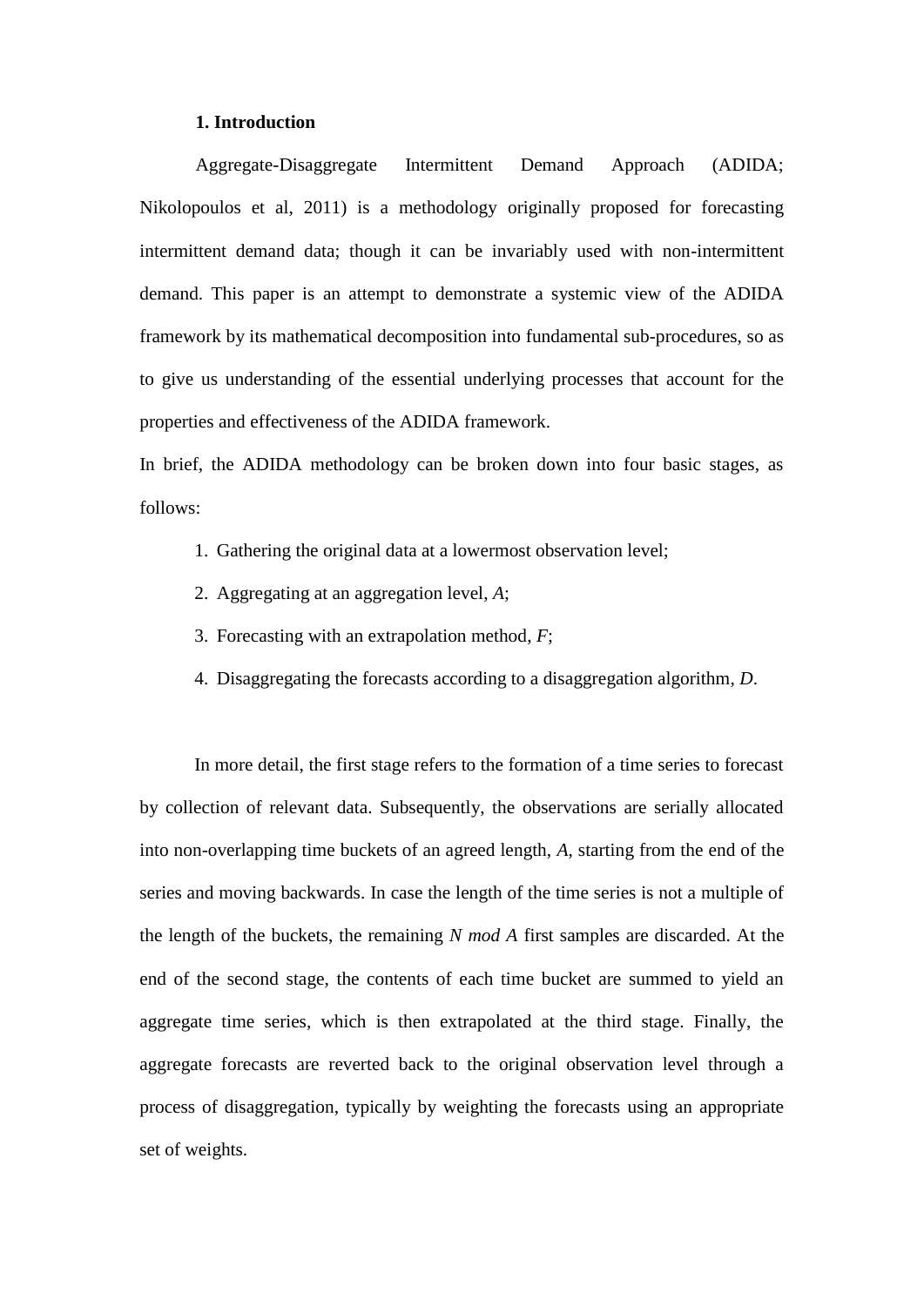## 1. Introduction

Aggregate-Disaggregate Intermittent Demand Approach (ADIDA; Nikolopoulos et al, 2011) is a methodology originally proposed for forecasting intermittent demand data; though it can be invariably used with non-intermittent demand. This paper is an attempt to demonstrate a systemic view of the ADIDA framework by its mathematical decomposition into fundamental sub-procedures, so as to give us understanding of the essential underlying processes that account for the properties and effectiveness of the ADIDA framework.

In brief, the ADIDA methodology can be broken down into four basic stages, as follows:

1. Gathering the original data at a lowermost observation level;
2. Aggregating at an aggregation level, $A$;
3. Forecasting with an extrapolation method, $F$;
4. Disaggregating the forecasts according to a disaggregation algorithm, $D$.

In more detail, the first stage refers to the formation of a time series to forecast by collection of relevant data. Subsequently, the observations are serially allocated into non-overlapping time buckets of an agreed length, $A$, starting from the end of the series and moving backwards. In case the length of the time series is not a multiple of the length of the buckets, the remaining $N \bmod A$ first samples are discarded. At the end of the second stage, the contents of each time bucket are summed to yield an aggregate time series, which is then extrapolated at the third stage. Finally, the aggregate forecasts are reverted back to the original observation level through a process of disaggregation, typically by weighting the forecasts using an appropriate set of weights.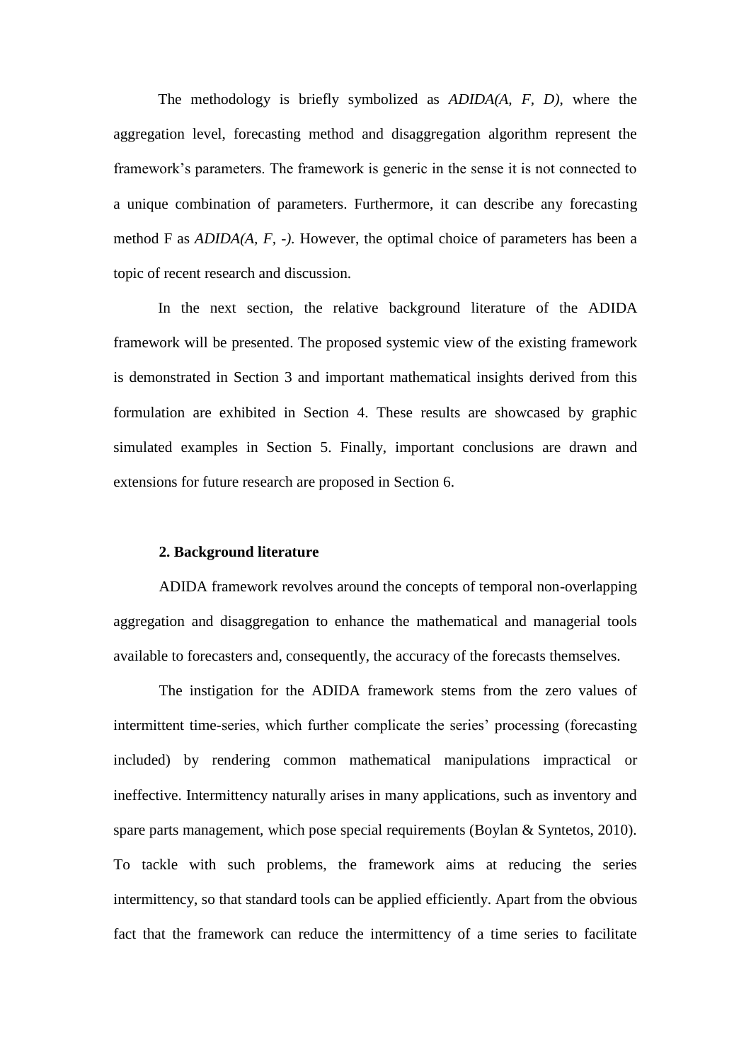The methodology is briefly symbolized as *ADIDA(A, F, D)*, where the aggregation level, forecasting method and disaggregation algorithm represent the framework's parameters. The framework is generic in the sense it is not connected to a unique combination of parameters. Furthermore, it can describe any forecasting method F as *ADIDA(A, F, -)*. However, the optimal choice of parameters has been a topic of recent research and discussion.

In the next section, the relative background literature of the ADIDA framework will be presented. The proposed systemic view of the existing framework is demonstrated in Section 3 and important mathematical insights derived from this formulation are exhibited in Section 4. These results are showcased by graphic simulated examples in Section 5. Finally, important conclusions are drawn and extensions for future research are proposed in Section 6.

## 2. Background literature

ADIDA framework revolves around the concepts of temporal non-overlapping aggregation and disaggregation to enhance the mathematical and managerial tools available to forecasters and, consequently, the accuracy of the forecasts themselves.

The instigation for the ADIDA framework stems from the zero values of intermittent time-series, which further complicate the series' processing (forecasting included) by rendering common mathematical manipulations impractical or ineffective. Intermittency naturally arises in many applications, such as inventory and spare parts management, which pose special requirements (Boylan & Syntetos, 2010). To tackle with such problems, the framework aims at reducing the series intermittency, so that standard tools can be applied efficiently. Apart from the obvious fact that the framework can reduce the intermittency of a time series to facilitate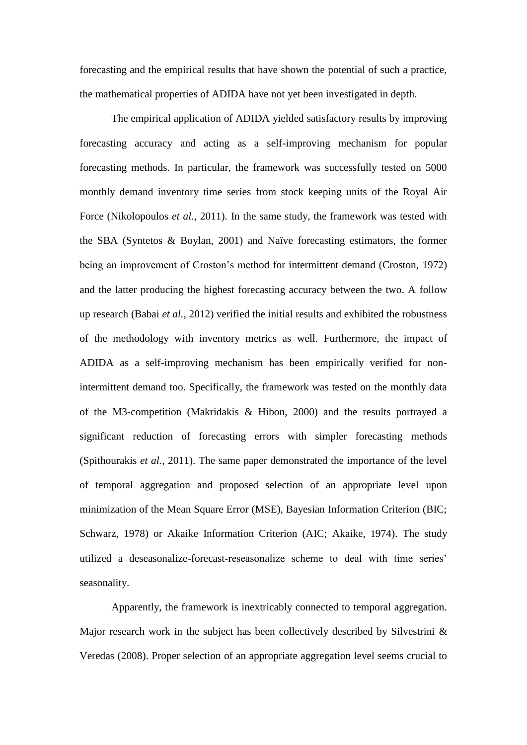forecasting and the empirical results that have shown the potential of such a practice, the mathematical properties of ADIDA have not yet been investigated in depth.

The empirical application of ADIDA yielded satisfactory results by improving forecasting accuracy and acting as a self-improving mechanism for popular forecasting methods. In particular, the framework was successfully tested on 5000 monthly demand inventory time series from stock keeping units of the Royal Air Force (Nikolopoulos *et al.*, 2011). In the same study, the framework was tested with the SBA (Syntetos & Boylan, 2001) and Naïve forecasting estimators, the former being an improvement of Croston's method for intermittent demand (Croston, 1972) and the latter producing the highest forecasting accuracy between the two. A follow up research (Babai *et al.*, 2012) verified the initial results and exhibited the robustness of the methodology with inventory metrics as well. Furthermore, the impact of ADIDA as a self-improving mechanism has been empirically verified for non-intermittent demand too. Specifically, the framework was tested on the monthly data of the M3-competition (Makridakis & Hibon, 2000) and the results portrayed a significant reduction of forecasting errors with simpler forecasting methods (Spithourakis *et al.*, 2011). The same paper demonstrated the importance of the level of temporal aggregation and proposed selection of an appropriate level upon minimization of the Mean Square Error (MSE), Bayesian Information Criterion (BIC; Schwarz, 1978) or Akaike Information Criterion (AIC; Akaike, 1974). The study utilized a deseasonalize-forecast-reseasonalize scheme to deal with time series' seasonality.

Apparently, the framework is inextricably connected to temporal aggregation. Major research work in the subject has been collectively described by Silvestrini & Veredas (2008). Proper selection of an appropriate aggregation level seems crucial to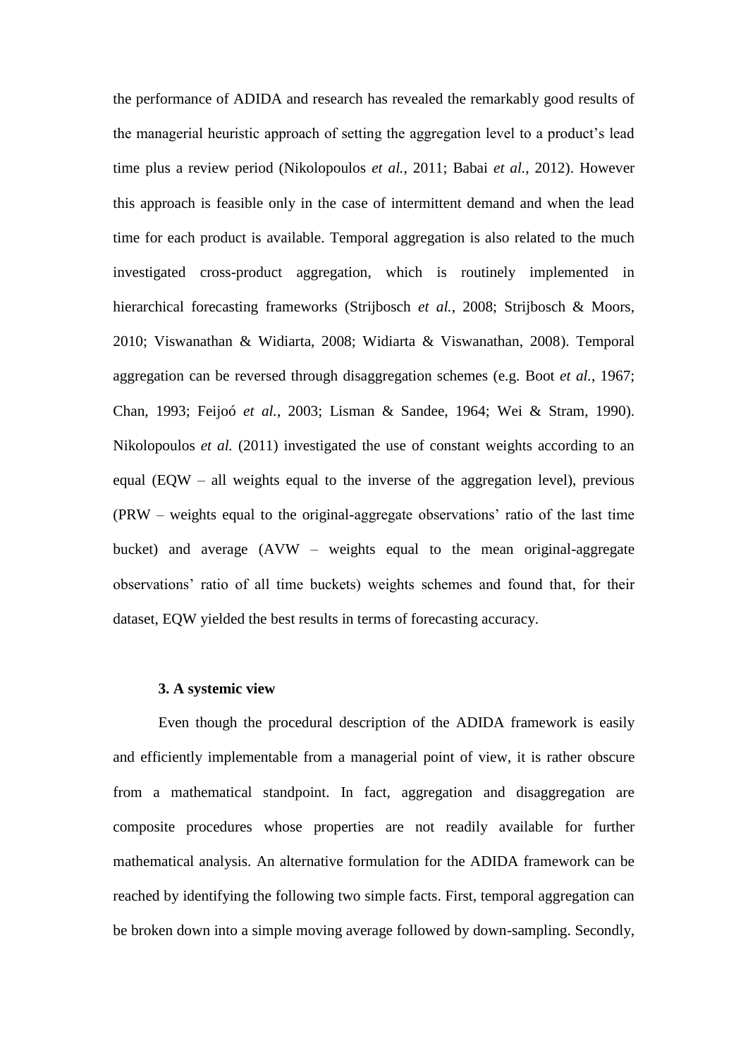the performance of ADIDA and research has revealed the remarkably good results of the managerial heuristic approach of setting the aggregation level to a product's lead time plus a review period (Nikolopoulos *et al.*, 2011; Babai *et al.*, 2012). However this approach is feasible only in the case of intermittent demand and when the lead time for each product is available. Temporal aggregation is also related to the much investigated cross-product aggregation, which is routinely implemented in hierarchical forecasting frameworks (Strijbosch *et al.*, 2008; Strijbosch & Moors, 2010; Viswanathan & Widiarta, 2008; Widiarta & Viswanathan, 2008). Temporal aggregation can be reversed through disaggregation schemes (e.g. Boot *et al.*, 1967; Chan, 1993; Feijoó *et al.*, 2003; Lisman & Sandee, 1964; Wei & Stram, 1990). Nikolopoulos *et al.* (2011) investigated the use of constant weights according to an equal (EQW – all weights equal to the inverse of the aggregation level), previous (PRW – weights equal to the original-aggregate observations' ratio of the last time bucket) and average (AVW – weights equal to the mean original-aggregate observations' ratio of all time buckets) weights schemes and found that, for their dataset, EQW yielded the best results in terms of forecasting accuracy.

## 3. A systemic view

Even though the procedural description of the ADIDA framework is easily and efficiently implementable from a managerial point of view, it is rather obscure from a mathematical standpoint. In fact, aggregation and disaggregation are composite procedures whose properties are not readily available for further mathematical analysis. An alternative formulation for the ADIDA framework can be reached by identifying the following two simple facts. First, temporal aggregation can be broken down into a simple moving average followed by down-sampling. Secondly,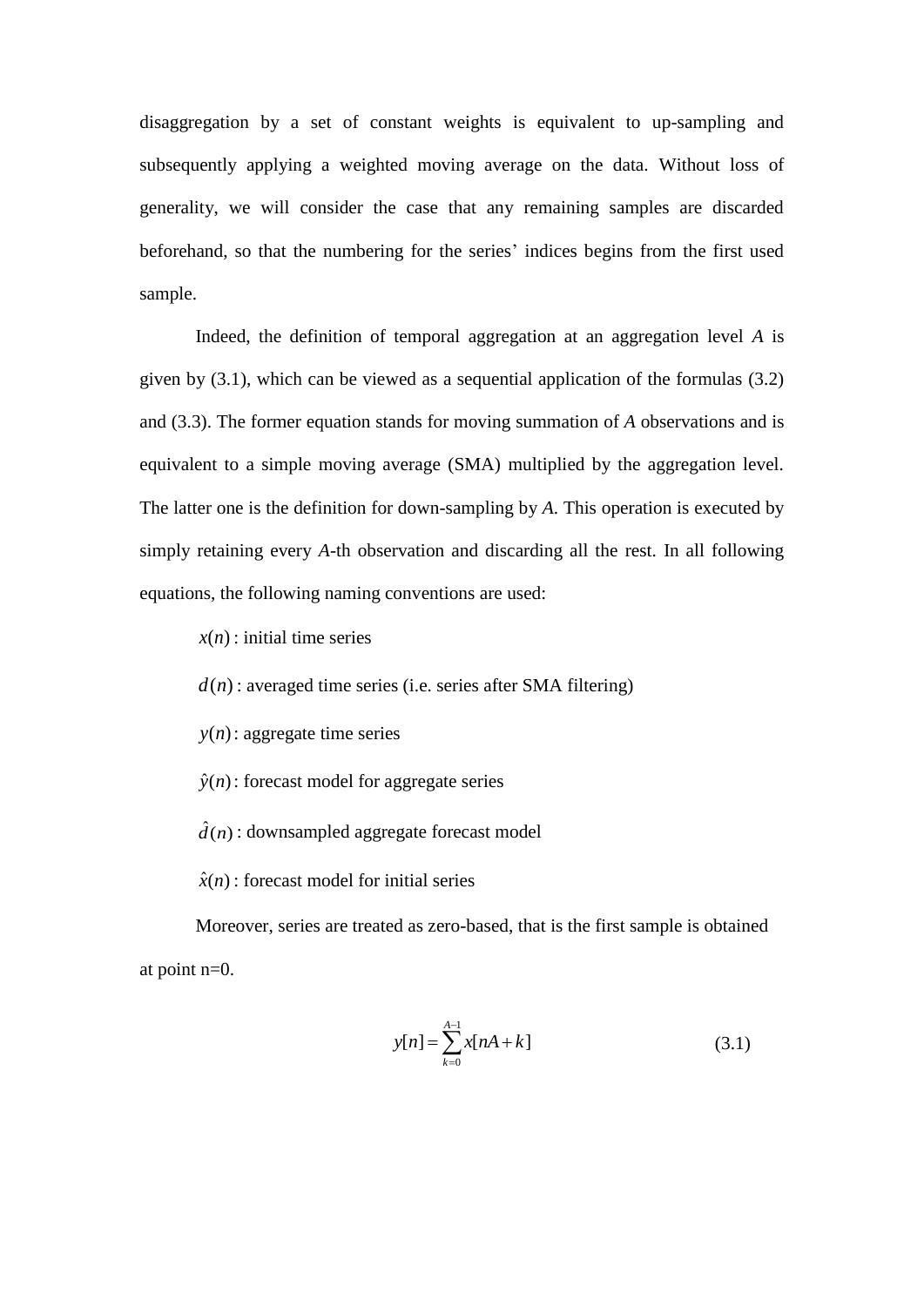disaggregation by a set of constant weights is equivalent to up-sampling and subsequently applying a weighted moving average on the data. Without loss of generality, we will consider the case that any remaining samples are discarded beforehand, so that the numbering for the series' indices begins from the first used sample.

Indeed, the definition of temporal aggregation at an aggregation level *A* is given by (3.1), which can be viewed as a sequential application of the formulas (3.2) and (3.3). The former equation stands for moving summation of *A* observations and is equivalent to a simple moving average (SMA) multiplied by the aggregation level. The latter one is the definition for down-sampling by *A*. This operation is executed by simply retaining every *A*-th observation and discarding all the rest. In all following equations, the following naming conventions are used:

$x(n)$: initial time series

$d(n)$: averaged time series (i.e. series after SMA filtering)

$y(n)$: aggregate time series

$\hat{y}(n)$: forecast model for aggregate series

$\hat{d}(n)$: downsampled aggregate forecast model

$\hat{x}(n)$: forecast model for initial series

Moreover, series are treated as zero-based, that is the first sample is obtained at point n=0.

$$y[n] = \sum_{k=0}^{A-1} x[nA+k] \tag{3.1}$$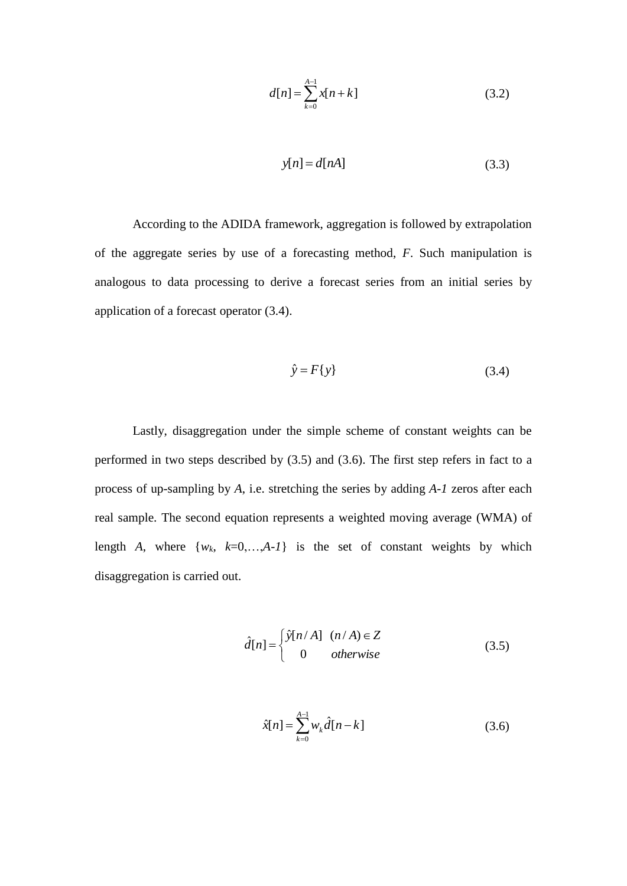$$d[n] = \sum_{k=0}^{A-1} x[n+k] \tag{3.2}$$

$$y[n] = d[nA] \tag{3.3}$$

According to the ADIDA framework, aggregation is followed by extrapolation of the aggregate series by use of a forecasting method, $F$. Such manipulation is analogous to data processing to derive a forecast series from an initial series by application of a forecast operator (3.4).

$$\hat{y} = F\{y\} \tag{3.4}$$

Lastly, disaggregation under the simple scheme of constant weights can be performed in two steps described by (3.5) and (3.6). The first step refers in fact to a process of up-sampling by $A$, i.e. stretching the series by adding $A\text{-}1$ zeros after each real sample. The second equation represents a weighted moving average (WMA) of length $A$, where $\{w_k,\ k=0,\ldots,A\text{-}1\}$ is the set of constant weights by which disaggregation is carried out.

$$\hat{d}[n] = \begin{cases} \hat{y}[n/A] & (n/A) \in Z \\ 0 & \textit{otherwise} \end{cases} \tag{3.5}$$

$$\hat{x}[n] = \sum_{k=0}^{A-1} w_k \hat{d}[n-k] \tag{3.6}$$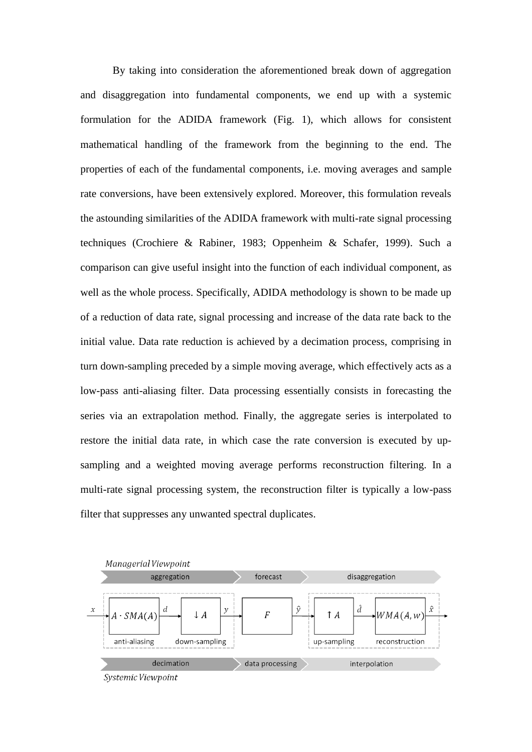By taking into consideration the aforementioned break down of aggregation and disaggregation into fundamental components, we end up with a systemic formulation for the ADIDA framework (Fig. 1), which allows for consistent mathematical handling of the framework from the beginning to the end. The properties of each of the fundamental components, i.e. moving averages and sample rate conversions, have been extensively explored. Moreover, this formulation reveals the astounding similarities of the ADIDA framework with multi-rate signal processing techniques (Crochiere & Rabiner, 1983; Oppenheim & Schafer, 1999). Such a comparison can give useful insight into the function of each individual component, as well as the whole process. Specifically, ADIDA methodology is shown to be made up of a reduction of data rate, signal processing and increase of the data rate back to the initial value. Data rate reduction is achieved by a decimation process, comprising in turn down-sampling preceded by a simple moving average, which effectively acts as a low-pass anti-aliasing filter. Data processing essentially consists in forecasting the series via an extrapolation method. Finally, the aggregate series is interpolated to restore the initial data rate, in which case the rate conversion is executed by up-sampling and a weighted moving average performs reconstruction filtering. In a multi-rate signal processing system, the reconstruction filter is typically a low-pass filter that suppresses any unwanted spectral duplicates.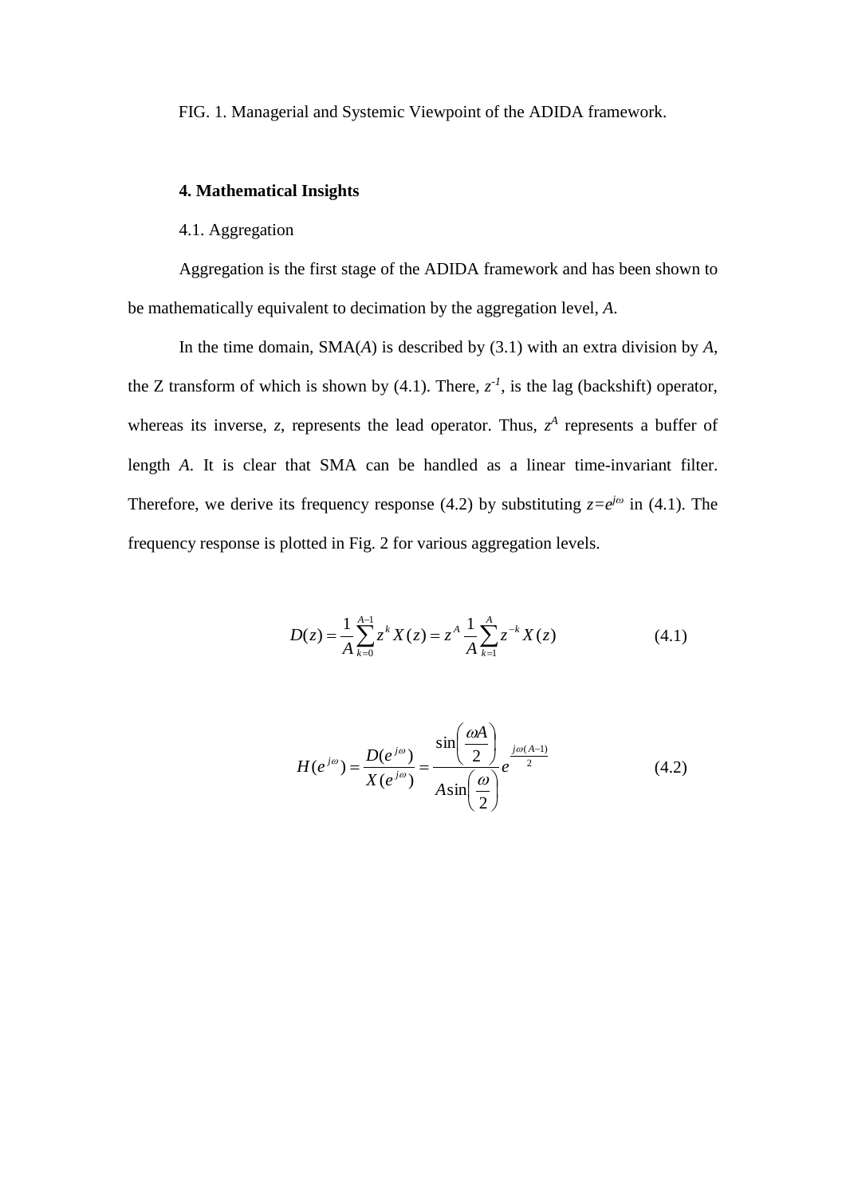FIG. 1. Managerial and Systemic Viewpoint of the ADIDA framework.

## 4. Mathematical Insights

### 4.1. Aggregation

Aggregation is the first stage of the ADIDA framework and has been shown to be mathematically equivalent to decimation by the aggregation level, *A*.

In the time domain, SMA(*A*) is described by (3.1) with an extra division by *A*, the Z transform of which is shown by (4.1). There, $z^{-1}$, is the lag (backshift) operator, whereas its inverse, $z$, represents the lead operator. Thus, $z^A$ represents a buffer of length *A*. It is clear that SMA can be handled as a linear time-invariant filter. Therefore, we derive its frequency response (4.2) by substituting $z=e^{j\omega}$ in (4.1). The frequency response is plotted in Fig. 2 for various aggregation levels.

$$D(z) = \frac{1}{A}\sum_{k=0}^{A-1} z^{k} X(z) = z^{A}\frac{1}{A}\sum_{k=1}^{A} z^{-k} X(z) \tag{4.1}$$

$$H(e^{j\omega}) = \frac{D(e^{j\omega})}{X(e^{j\omega})} = \frac{\sin\left(\frac{\omega A}{2}\right)}{A\sin\left(\frac{\omega}{2}\right)} e^{\frac{j\omega(A-1)}{2}} \tag{4.2}$$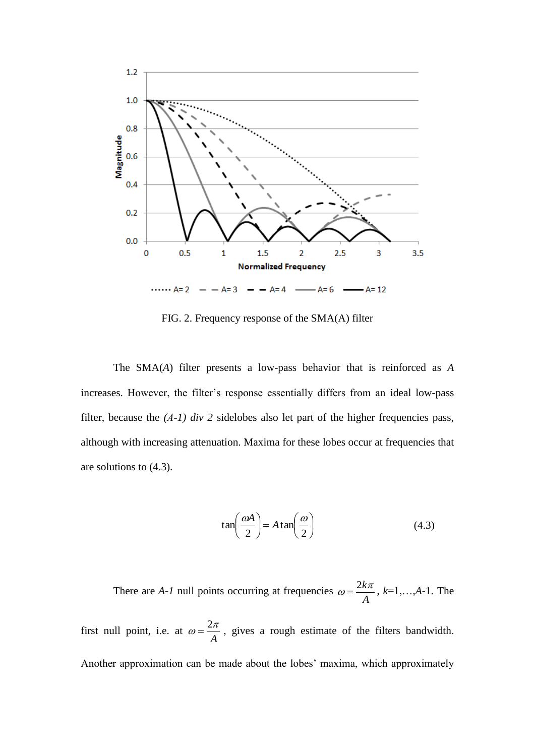FIG. 2. Frequency response of the SMA(A) filter

The SMA(*A*) filter presents a low-pass behavior that is reinforced as *A* increases. However, the filter's response essentially differs from an ideal low-pass filter, because the *(A-1) div 2* sidelobes also let part of the higher frequencies pass, although with increasing attenuation. Maxima for these lobes occur at frequencies that are solutions to (4.3).

$$\tan\left(\frac{\omega A}{2}\right) = A\tan\left(\frac{\omega}{2}\right) \tag{4.3}$$

There are *A-1* null points occurring at frequencies $\omega = \frac{2k\pi}{A}$, $k$=1,…,$A$-1. The first null point, i.e. at $\omega = \frac{2\pi}{A}$, gives a rough estimate of the filters bandwidth. Another approximation can be made about the lobes' maxima, which approximately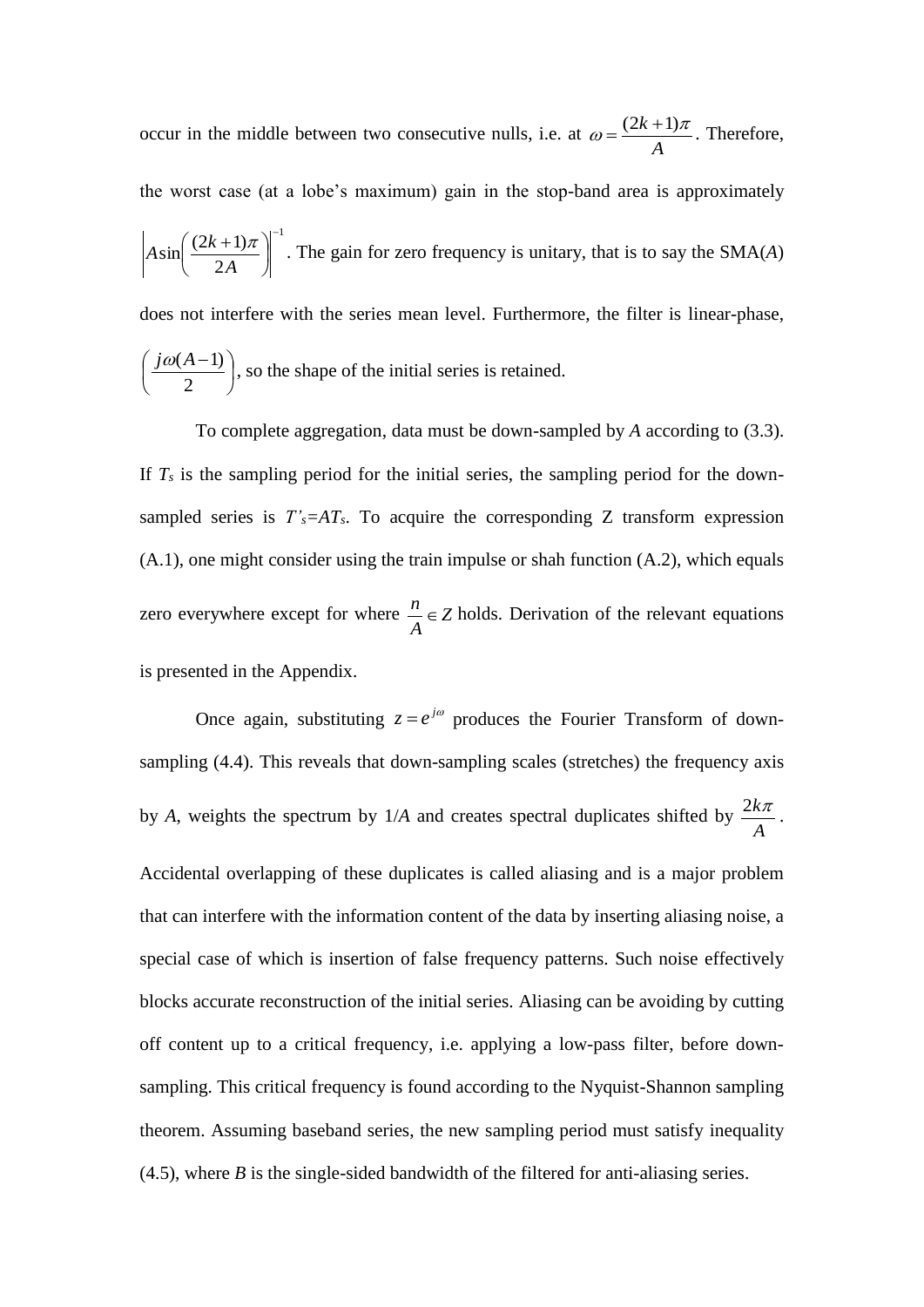occur in the middle between two consecutive nulls, i.e. at $\omega = \frac{(2k+1)\pi}{A}$. Therefore, the worst case (at a lobe's maximum) gain in the stop-band area is approximately $\left| A \sin\left( \frac{(2k+1)\pi}{2A} \right) \right|^{-1}$. The gain for zero frequency is unitary, that is to say the SMA($A$) does not interfere with the series mean level. Furthermore, the filter is linear-phase, $\left( \frac{j\omega(A-1)}{2} \right)$, so the shape of the initial series is retained.

To complete aggregation, data must be down-sampled by $A$ according to (3.3). If $T_s$ is the sampling period for the initial series, the sampling period for the down-sampled series is $T'_s = AT_s$. To acquire the corresponding Z transform expression (A.1), one might consider using the train impulse or shah function (A.2), which equals zero everywhere except for where $\frac{n}{A} \in Z$ holds. Derivation of the relevant equations is presented in the Appendix.

Once again, substituting $z = e^{j\omega}$ produces the Fourier Transform of down-sampling (4.4). This reveals that down-sampling scales (stretches) the frequency axis by $A$, weights the spectrum by $1/A$ and creates spectral duplicates shifted by $\frac{2k\pi}{A}$. Accidental overlapping of these duplicates is called aliasing and is a major problem that can interfere with the information content of the data by inserting aliasing noise, a special case of which is insertion of false frequency patterns. Such noise effectively blocks accurate reconstruction of the initial series. Aliasing can be avoiding by cutting off content up to a critical frequency, i.e. applying a low-pass filter, before down-sampling. This critical frequency is found according to the Nyquist-Shannon sampling theorem. Assuming baseband series, the new sampling period must satisfy inequality (4.5), where $B$ is the single-sided bandwidth of the filtered for anti-aliasing series.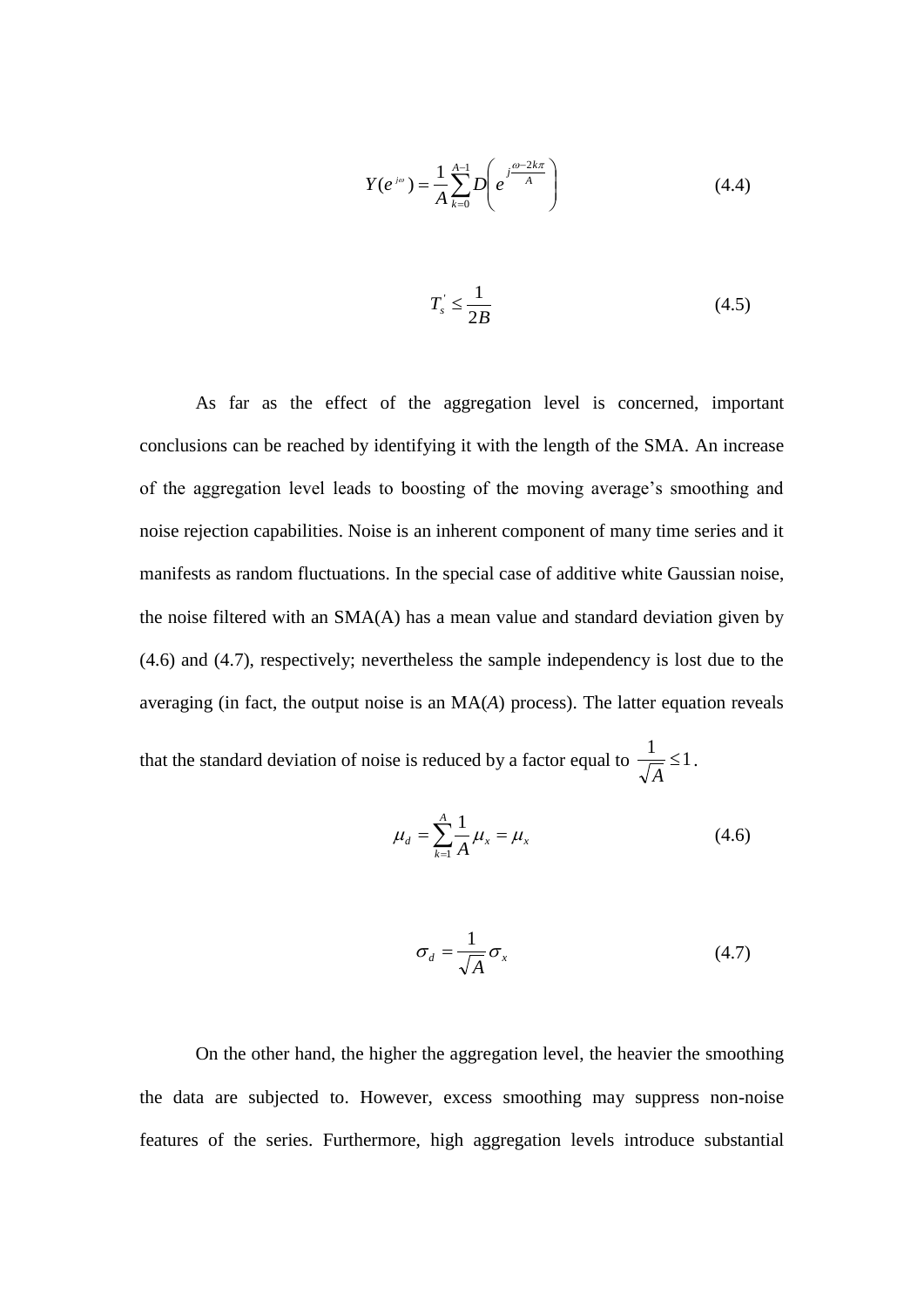$$Y(e^{j\omega}) = \frac{1}{A}\sum_{k=0}^{A-1} D\left(e^{j\frac{\omega-2k\pi}{A}}\right) \tag{4.4}$$

$$T_s^{'} \le \frac{1}{2B} \tag{4.5}$$

As far as the effect of the aggregation level is concerned, important conclusions can be reached by identifying it with the length of the SMA. An increase of the aggregation level leads to boosting of the moving average's smoothing and noise rejection capabilities. Noise is an inherent component of many time series and it manifests as random fluctuations. In the special case of additive white Gaussian noise, the noise filtered with an SMA(A) has a mean value and standard deviation given by (4.6) and (4.7), respectively; nevertheless the sample independency is lost due to the averaging (in fact, the output noise is an MA($A$) process). The latter equation reveals that the standard deviation of noise is reduced by a factor equal to $\frac{1}{\sqrt{A}} \le 1$.

$$\mu_d = \sum_{k=1}^{A} \frac{1}{A}\mu_x = \mu_x \tag{4.6}$$

$$\sigma_d = \frac{1}{\sqrt{A}}\sigma_x \tag{4.7}$$

On the other hand, the higher the aggregation level, the heavier the smoothing the data are subjected to. However, excess smoothing may suppress non-noise features of the series. Furthermore, high aggregation levels introduce substantial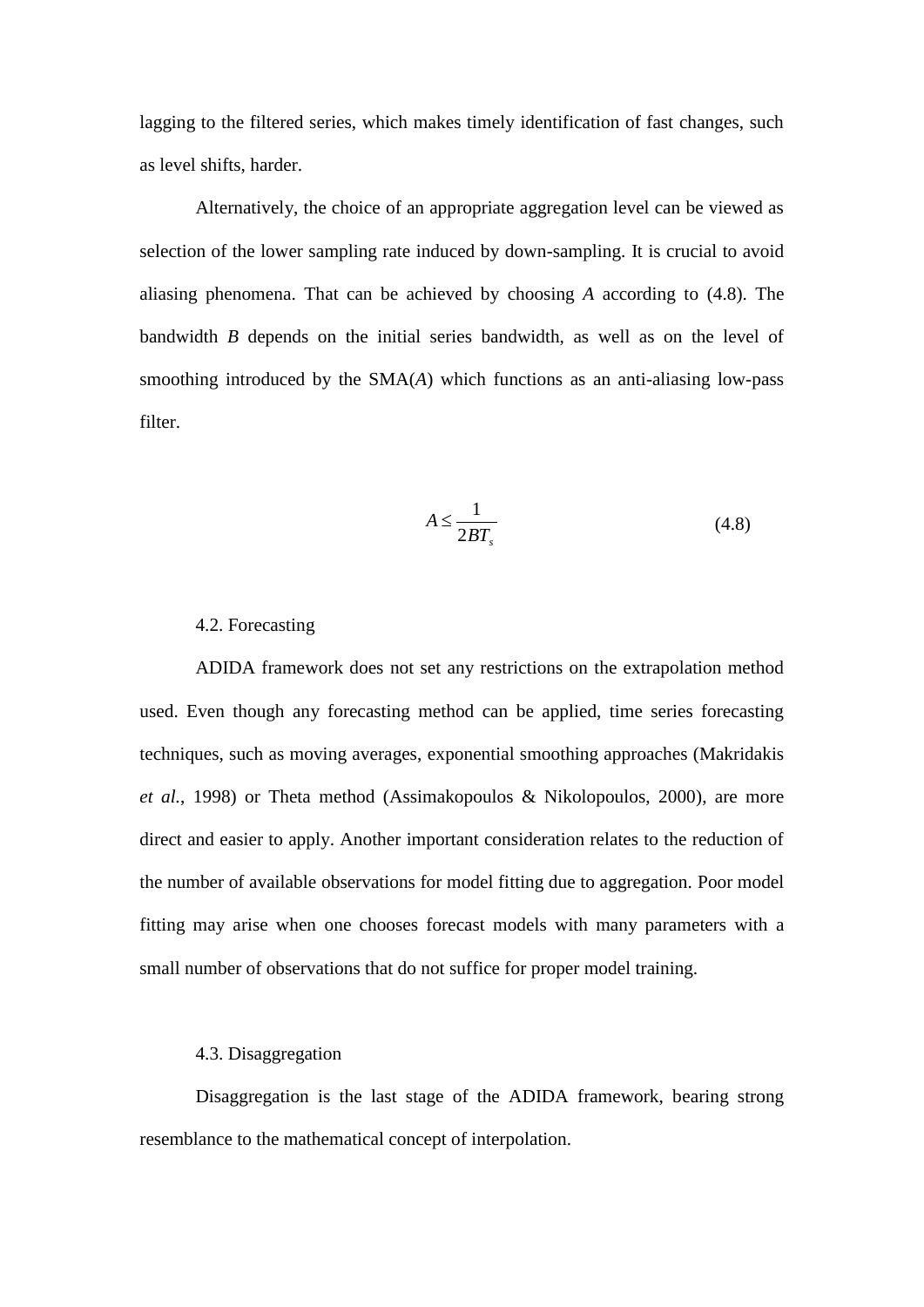lagging to the filtered series, which makes timely identification of fast changes, such as level shifts, harder.

Alternatively, the choice of an appropriate aggregation level can be viewed as selection of the lower sampling rate induced by down-sampling. It is crucial to avoid aliasing phenomena. That can be achieved by choosing $A$ according to (4.8). The bandwidth $B$ depends on the initial series bandwidth, as well as on the level of smoothing introduced by the SMA($A$) which functions as an anti-aliasing low-pass filter.

$$A \leq \frac{1}{2BT_s} \tag{4.8}$$

### 4.2. Forecasting

ADIDA framework does not set any restrictions on the extrapolation method used. Even though any forecasting method can be applied, time series forecasting techniques, such as moving averages, exponential smoothing approaches (Makridakis *et al.*, 1998) or Theta method (Assimakopoulos & Nikolopoulos, 2000), are more direct and easier to apply. Another important consideration relates to the reduction of the number of available observations for model fitting due to aggregation. Poor model fitting may arise when one chooses forecast models with many parameters with a small number of observations that do not suffice for proper model training.

### 4.3. Disaggregation

Disaggregation is the last stage of the ADIDA framework, bearing strong resemblance to the mathematical concept of interpolation.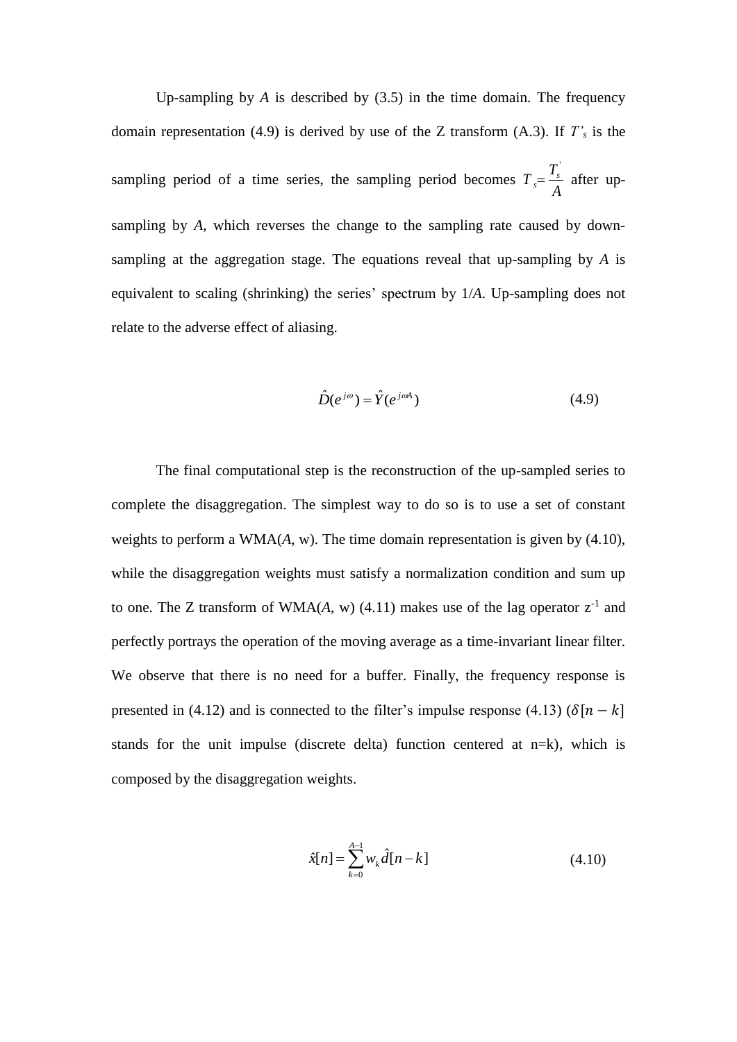Up-sampling by $A$ is described by (3.5) in the time domain. The frequency domain representation (4.9) is derived by use of the Z transform (A.3). If $T'_s$ is the sampling period of a time series, the sampling period becomes $T_s = \frac{T_s^{'}}{A}$ after up-sampling by $A$, which reverses the change to the sampling rate caused by down-sampling at the aggregation stage. The equations reveal that up-sampling by $A$ is equivalent to scaling (shrinking) the series' spectrum by $1/A$. Up-sampling does not relate to the adverse effect of aliasing.

$$\hat{D}(e^{j\omega}) = \hat{Y}(e^{j\omega A}) \tag{4.9}$$

The final computational step is the reconstruction of the up-sampled series to complete the disaggregation. The simplest way to do so is to use a set of constant weights to perform a WMA($A$, w). The time domain representation is given by (4.10), while the disaggregation weights must satisfy a normalization condition and sum up to one. The Z transform of WMA($A$, w) (4.11) makes use of the lag operator $z^{-1}$ and perfectly portrays the operation of the moving average as a time-invariant linear filter. We observe that there is no need for a buffer. Finally, the frequency response is presented in (4.12) and is connected to the filter's impulse response (4.13) ($\delta[n-k]$ stands for the unit impulse (discrete delta) function centered at n=k), which is composed by the disaggregation weights.

$$\hat{x}[n] = \sum_{k=0}^{A-1} w_k \hat{d}[n-k] \tag{4.10}$$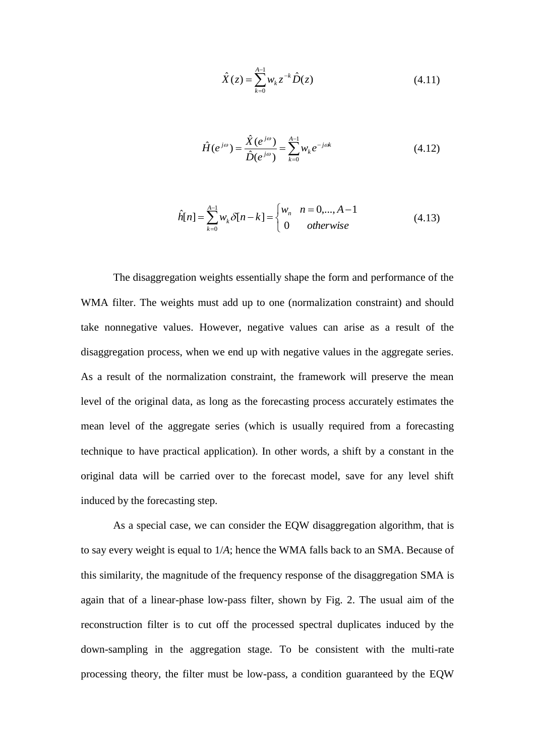$$\hat{X}(z) = \sum_{k=0}^{A-1} w_k z^{-k} \hat{D}(z) \tag{4.11}$$

$$\hat{H}(e^{j\omega}) = \frac{\hat{X}(e^{j\omega})}{\hat{D}(e^{j\omega})} = \sum_{k=0}^{A-1} w_k e^{-j\omega k} \tag{4.12}$$

$$\hat{h}[n] = \sum_{k=0}^{A-1} w_k \delta[n-k] = \begin{cases} w_n & n = 0,...,A-1 \\ 0 & otherwise \end{cases} \tag{4.13}$$

The disaggregation weights essentially shape the form and performance of the WMA filter. The weights must add up to one (normalization constraint) and should take nonnegative values. However, negative values can arise as a result of the disaggregation process, when we end up with negative values in the aggregate series. As a result of the normalization constraint, the framework will preserve the mean level of the original data, as long as the forecasting process accurately estimates the mean level of the aggregate series (which is usually required from a forecasting technique to have practical application). In other words, a shift by a constant in the original data will be carried over to the forecast model, save for any level shift induced by the forecasting step.

As a special case, we can consider the EQW disaggregation algorithm, that is to say every weight is equal to $1/A$; hence the WMA falls back to an SMA. Because of this similarity, the magnitude of the frequency response of the disaggregation SMA is again that of a linear-phase low-pass filter, shown by Fig. 2. The usual aim of the reconstruction filter is to cut off the processed spectral duplicates induced by the down-sampling in the aggregation stage. To be consistent with the multi-rate processing theory, the filter must be low-pass, a condition guaranteed by the EQW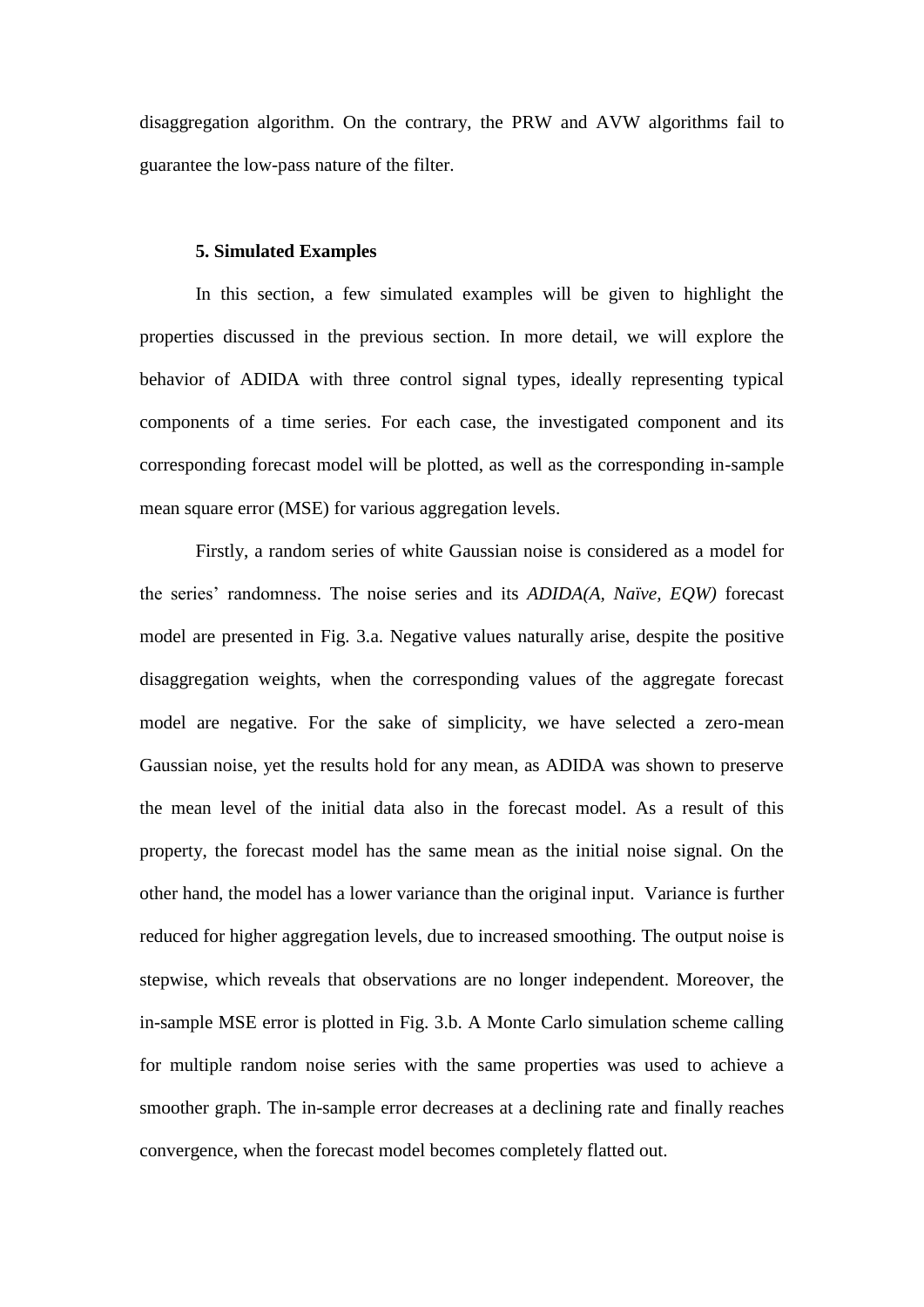disaggregation algorithm. On the contrary, the PRW and AVW algorithms fail to guarantee the low-pass nature of the filter.

### 5. Simulated Examples

In this section, a few simulated examples will be given to highlight the properties discussed in the previous section. In more detail, we will explore the behavior of ADIDA with three control signal types, ideally representing typical components of a time series. For each case, the investigated component and its corresponding forecast model will be plotted, as well as the corresponding in-sample mean square error (MSE) for various aggregation levels.

Firstly, a random series of white Gaussian noise is considered as a model for the series' randomness. The noise series and its *ADIDA(A, Naïve, EQW)* forecast model are presented in Fig. 3.a. Negative values naturally arise, despite the positive disaggregation weights, when the corresponding values of the aggregate forecast model are negative. For the sake of simplicity, we have selected a zero-mean Gaussian noise, yet the results hold for any mean, as ADIDA was shown to preserve the mean level of the initial data also in the forecast model. As a result of this property, the forecast model has the same mean as the initial noise signal. On the other hand, the model has a lower variance than the original input. Variance is further reduced for higher aggregation levels, due to increased smoothing. The output noise is stepwise, which reveals that observations are no longer independent. Moreover, the in-sample MSE error is plotted in Fig. 3.b. A Monte Carlo simulation scheme calling for multiple random noise series with the same properties was used to achieve a smoother graph. The in-sample error decreases at a declining rate and finally reaches convergence, when the forecast model becomes completely flatted out.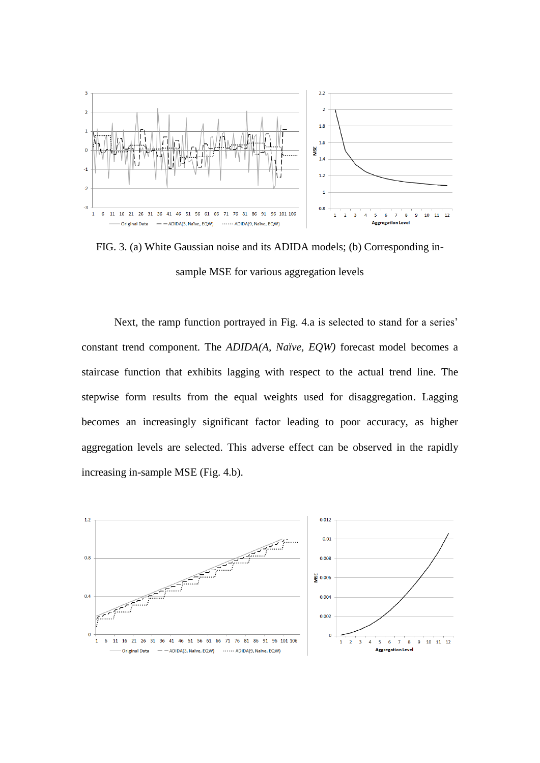FIG. 3. (a) White Gaussian noise and its ADIDA models; (b) Corresponding in-sample MSE for various aggregation levels

Next, the ramp function portrayed in Fig. 4.a is selected to stand for a series' constant trend component. The *ADIDA(A, Naïve, EQW)* forecast model becomes a staircase function that exhibits lagging with respect to the actual trend line. The stepwise form results from the equal weights used for disaggregation. Lagging becomes an increasingly significant factor leading to poor accuracy, as higher aggregation levels are selected. This adverse effect can be observed in the rapidly increasing in-sample MSE (Fig. 4.b).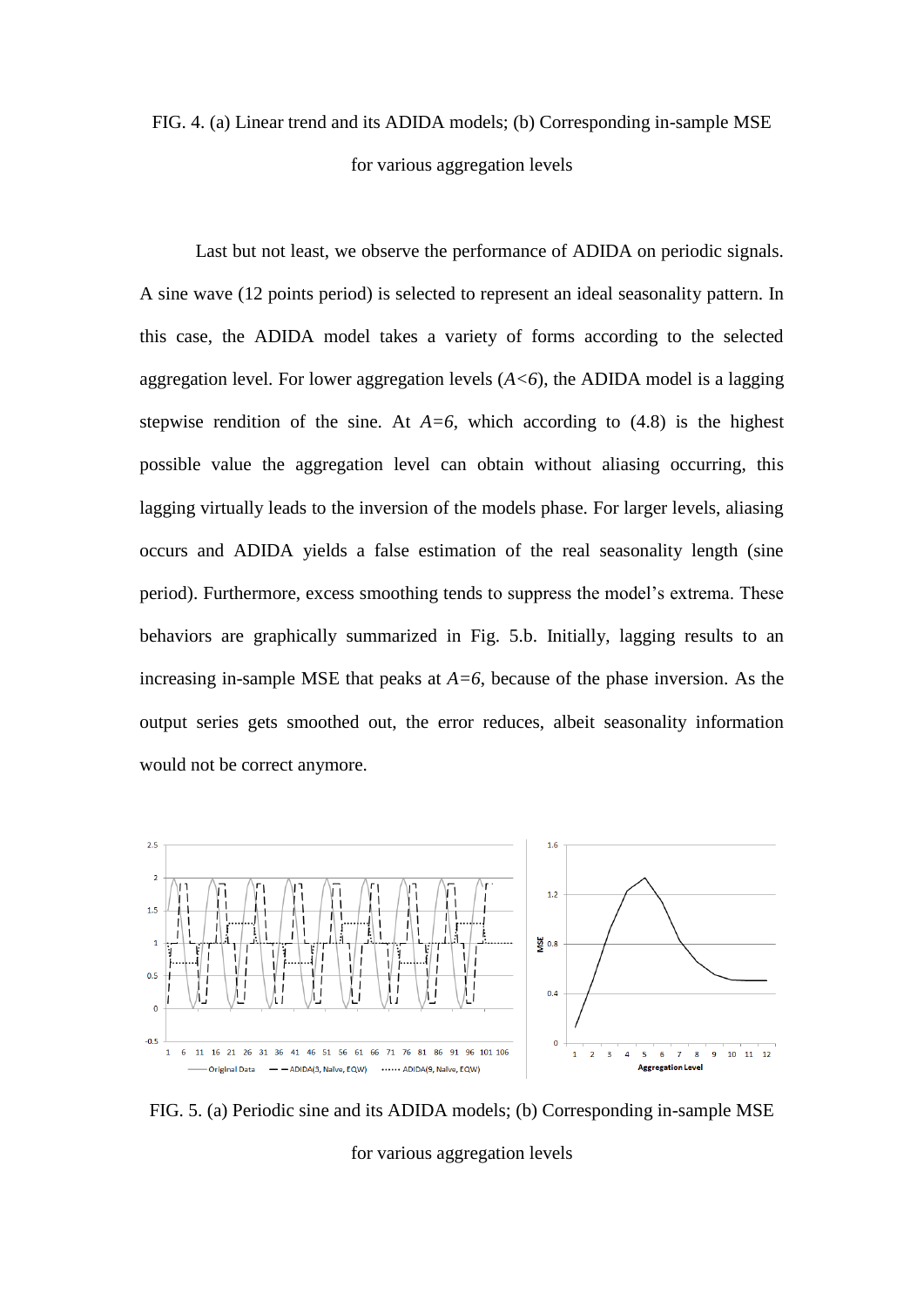FIG. 4. (a) Linear trend and its ADIDA models; (b) Corresponding in-sample MSE for various aggregation levels

Last but not least, we observe the performance of ADIDA on periodic signals. A sine wave (12 points period) is selected to represent an ideal seasonality pattern. In this case, the ADIDA model takes a variety of forms according to the selected aggregation level. For lower aggregation levels ($A<6$), the ADIDA model is a lagging stepwise rendition of the sine. At $A=6$, which according to (4.8) is the highest possible value the aggregation level can obtain without aliasing occurring, this lagging virtually leads to the inversion of the models phase. For larger levels, aliasing occurs and ADIDA yields a false estimation of the real seasonality length (sine period). Furthermore, excess smoothing tends to suppress the model's extrema. These behaviors are graphically summarized in Fig. 5.b. Initially, lagging results to an increasing in-sample MSE that peaks at $A=6$, because of the phase inversion. As the output series gets smoothed out, the error reduces, albeit seasonality information would not be correct anymore.

FIG. 5. (a) Periodic sine and its ADIDA models; (b) Corresponding in-sample MSE for various aggregation levels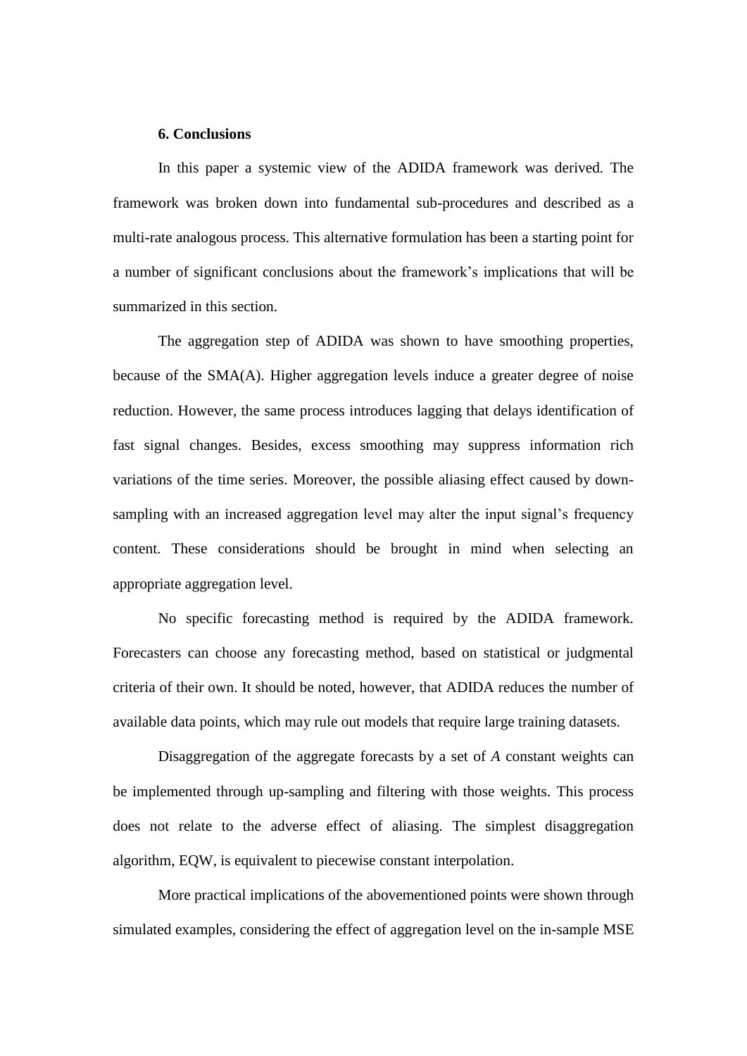### 6. Conclusions

In this paper a systemic view of the ADIDA framework was derived. The framework was broken down into fundamental sub-procedures and described as a multi-rate analogous process. This alternative formulation has been a starting point for a number of significant conclusions about the framework's implications that will be summarized in this section.

The aggregation step of ADIDA was shown to have smoothing properties, because of the SMA(A). Higher aggregation levels induce a greater degree of noise reduction. However, the same process introduces lagging that delays identification of fast signal changes. Besides, excess smoothing may suppress information rich variations of the time series. Moreover, the possible aliasing effect caused by down-sampling with an increased aggregation level may alter the input signal's frequency content. These considerations should be brought in mind when selecting an appropriate aggregation level.

No specific forecasting method is required by the ADIDA framework. Forecasters can choose any forecasting method, based on statistical or judgmental criteria of their own. It should be noted, however, that ADIDA reduces the number of available data points, which may rule out models that require large training datasets.

Disaggregation of the aggregate forecasts by a set of $A$ constant weights can be implemented through up-sampling and filtering with those weights. This process does not relate to the adverse effect of aliasing. The simplest disaggregation algorithm, EQW, is equivalent to piecewise constant interpolation.

More practical implications of the abovementioned points were shown through simulated examples, considering the effect of aggregation level on the in-sample MSE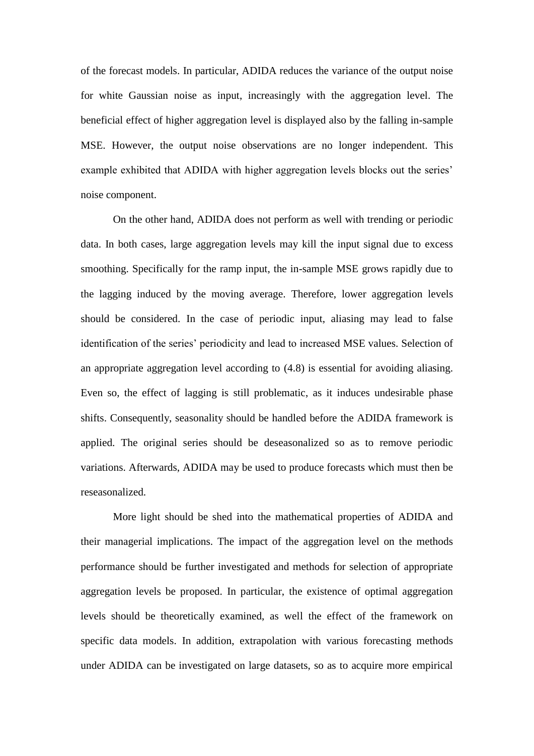of the forecast models. In particular, ADIDA reduces the variance of the output noise for white Gaussian noise as input, increasingly with the aggregation level. The beneficial effect of higher aggregation level is displayed also by the falling in-sample MSE. However, the output noise observations are no longer independent. This example exhibited that ADIDA with higher aggregation levels blocks out the series' noise component.

On the other hand, ADIDA does not perform as well with trending or periodic data. In both cases, large aggregation levels may kill the input signal due to excess smoothing. Specifically for the ramp input, the in-sample MSE grows rapidly due to the lagging induced by the moving average. Therefore, lower aggregation levels should be considered. In the case of periodic input, aliasing may lead to false identification of the series' periodicity and lead to increased MSE values. Selection of an appropriate aggregation level according to (4.8) is essential for avoiding aliasing. Even so, the effect of lagging is still problematic, as it induces undesirable phase shifts. Consequently, seasonality should be handled before the ADIDA framework is applied. The original series should be deseasonalized so as to remove periodic variations. Afterwards, ADIDA may be used to produce forecasts which must then be reseasonalized.

More light should be shed into the mathematical properties of ADIDA and their managerial implications. The impact of the aggregation level on the methods performance should be further investigated and methods for selection of appropriate aggregation levels be proposed. In particular, the existence of optimal aggregation levels should be theoretically examined, as well the effect of the framework on specific data models. In addition, extrapolation with various forecasting methods under ADIDA can be investigated on large datasets, so as to acquire more empirical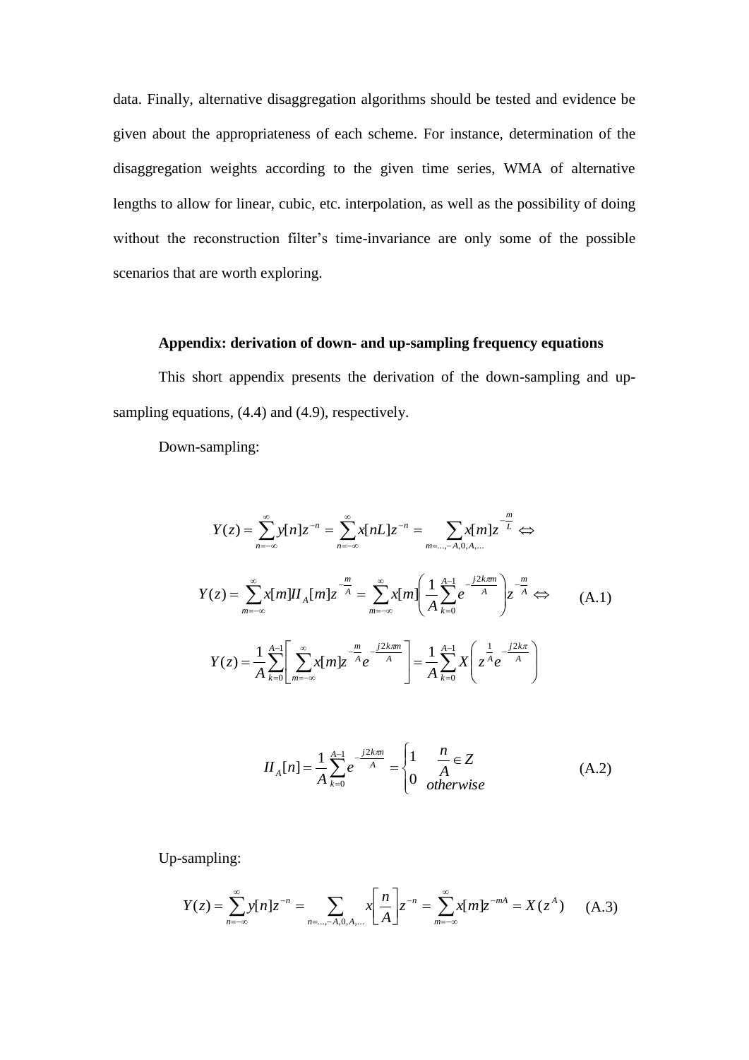data. Finally, alternative disaggregation algorithms should be tested and evidence be given about the appropriateness of each scheme. For instance, determination of the disaggregation weights according to the given time series, WMA of alternative lengths to allow for linear, cubic, etc. interpolation, as well as the possibility of doing without the reconstruction filter's time-invariance are only some of the possible scenarios that are worth exploring.

### Appendix: derivation of down- and up-sampling frequency equations

This short appendix presents the derivation of the down-sampling and up-sampling equations, (4.4) and (4.9), respectively.

Down-sampling:

$$
\begin{aligned}
Y(z) &= \sum_{n=-\infty}^{\infty} y[n] z^{-n} = \sum_{n=-\infty}^{\infty} x[nL] z^{-n} = \sum_{m=\ldots,-A,0,A,\ldots} x[m] z^{-\frac{m}{L}} \Leftrightarrow \\
Y(z) &= \sum_{m=-\infty}^{\infty} x[m] I\!I_A[m] z^{-\frac{m}{A}} = \sum_{m=-\infty}^{\infty} x[m] \left( \frac{1}{A} \sum_{k=0}^{A-1} e^{-\frac{j2k\pi m}{A}} \right) z^{-\frac{m}{A}} \Leftrightarrow \qquad \text{(A.1)} \\
Y(z) &= \frac{1}{A} \sum_{k=0}^{A-1} \left[ \sum_{m=-\infty}^{\infty} x[m] z^{-\frac{m}{A}} e^{-\frac{j2k\pi m}{A}} \right] = \frac{1}{A} \sum_{k=0}^{A-1} X\left( z^{\frac{1}{A}} e^{-\frac{j2k\pi}{A}} \right)
\end{aligned}
$$

$$
I\!I_A[n] = \frac{1}{A} \sum_{k=0}^{A-1} e^{-\frac{j2k\pi n}{A}} = \begin{cases} 1 & \dfrac{n}{A} \in Z \\ 0 & otherwise \end{cases} \qquad \text{(A.2)}
$$

Up-sampling:

$$
Y(z) = \sum_{n=-\infty}^{\infty} y[n] z^{-n} = \sum_{n=\ldots,-A,0,A,\ldots} x\left[ \frac{n}{A} \right] z^{-n} = \sum_{m=-\infty}^{\infty} x[m] z^{-mA} = X(z^A) \qquad \text{(A.3)}
$$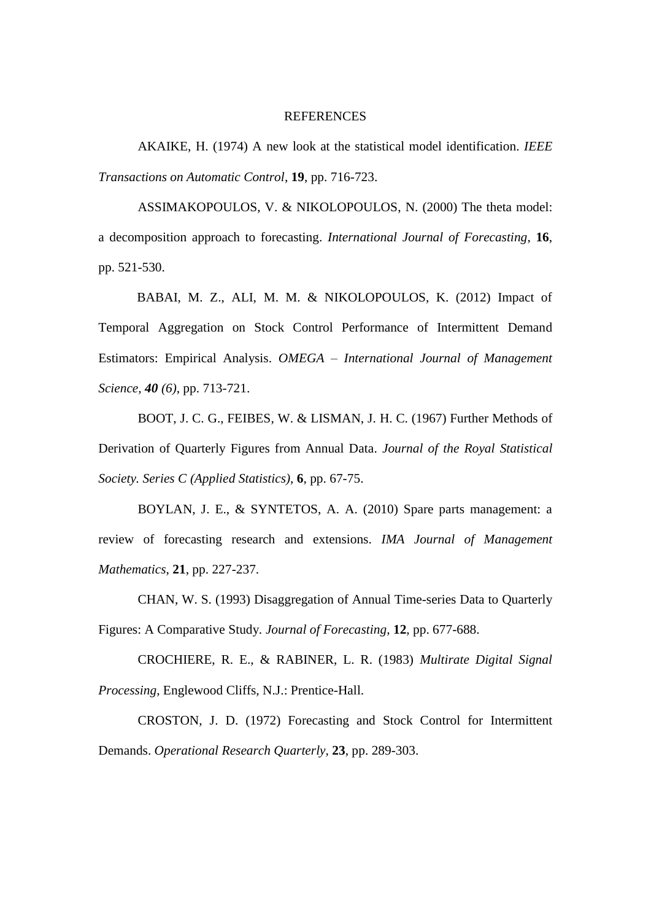# REFERENCES

AKAIKE, H. (1974) A new look at the statistical model identification. *IEEE Transactions on Automatic Control*, **19**, pp. 716-723.

ASSIMAKOPOULOS, V. & NIKOLOPOULOS, N. (2000) The theta model: a decomposition approach to forecasting. *International Journal of Forecasting*, **16**, pp. 521-530.

BABAI, M. Z., ALI, M. M. & NIKOLOPOULOS, K. (2012) Impact of Temporal Aggregation on Stock Control Performance of Intermittent Demand Estimators: Empirical Analysis. *OMEGA – International Journal of Management Science, **40** (6)*, pp. 713-721.

BOOT, J. C. G., FEIBES, W. & LISMAN, J. H. C. (1967) Further Methods of Derivation of Quarterly Figures from Annual Data. *Journal of the Royal Statistical Society. Series C (Applied Statistics)*, **6**, pp. 67-75.

BOYLAN, J. E., & SYNTETOS, A. A. (2010) Spare parts management: a review of forecasting research and extensions. *IMA Journal of Management Mathematics*, **21**, pp. 227-237.

CHAN, W. S. (1993) Disaggregation of Annual Time-series Data to Quarterly Figures: A Comparative Study. *Journal of Forecasting*, **12**, pp. 677-688.

CROCHIERE, R. E., & RABINER, L. R. (1983) *Multirate Digital Signal Processing*, Englewood Cliffs, N.J.: Prentice-Hall.

CROSTON, J. D. (1972) Forecasting and Stock Control for Intermittent Demands. *Operational Research Quarterly*, **23**, pp. 289-303.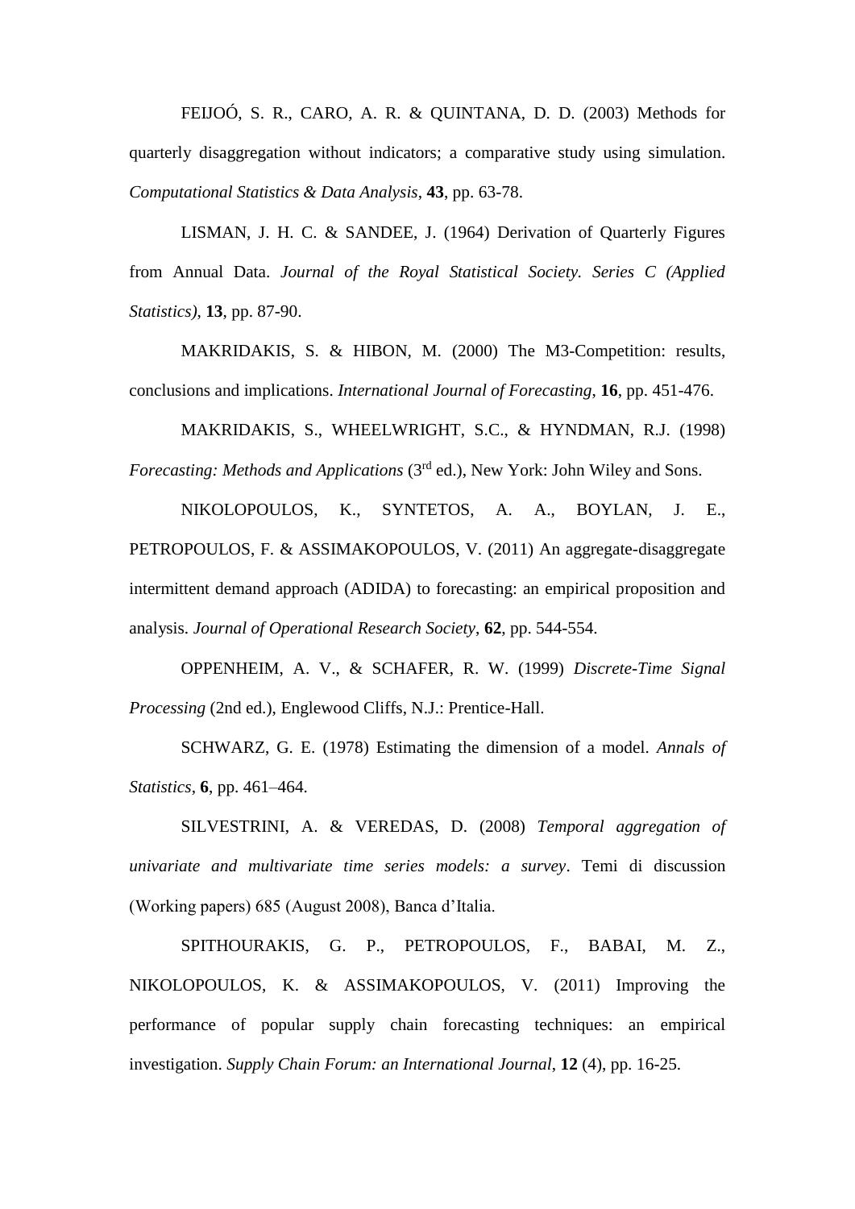FEIJOÓ, S. R., CARO, A. R. & QUINTANA, D. D. (2003) Methods for quarterly disaggregation without indicators; a comparative study using simulation. *Computational Statistics & Data Analysis*, **43**, pp. 63-78.

LISMAN, J. H. C. & SANDEE, J. (1964) Derivation of Quarterly Figures from Annual Data. *Journal of the Royal Statistical Society. Series C (Applied Statistics)*, **13**, pp. 87-90.

MAKRIDAKIS, S. & HIBON, M. (2000) The M3-Competition: results, conclusions and implications. *International Journal of Forecasting*, **16**, pp. 451-476.

MAKRIDAKIS, S., WHEELWRIGHT, S.C., & HYNDMAN, R.J. (1998) *Forecasting: Methods and Applications* (3rd ed.), New York: John Wiley and Sons.

NIKOLOPOULOS, K., SYNTETOS, A. A., BOYLAN, J. E., PETROPOULOS, F. & ASSIMAKOPOULOS, V. (2011) An aggregate-disaggregate intermittent demand approach (ADIDA) to forecasting: an empirical proposition and analysis. *Journal of Operational Research Society*, **62**, pp. 544-554.

OPPENHEIM, A. V., & SCHAFER, R. W. (1999) *Discrete-Time Signal Processing* (2nd ed.), Englewood Cliffs, N.J.: Prentice-Hall.

SCHWARZ, G. E. (1978) Estimating the dimension of a model. *Annals of Statistics*, **6**, pp. 461–464.

SILVESTRINI, A. & VEREDAS, D. (2008) *Temporal aggregation of univariate and multivariate time series models: a survey*. Temi di discussion (Working papers) 685 (August 2008), Banca d'Italia.

SPITHOURAKIS, G. P., PETROPOULOS, F., BABAI, M. Z., NIKOLOPOULOS, K. & ASSIMAKOPOULOS, V. (2011) Improving the performance of popular supply chain forecasting techniques: an empirical investigation. *Supply Chain Forum: an International Journal*, **12** (4), pp. 16-25.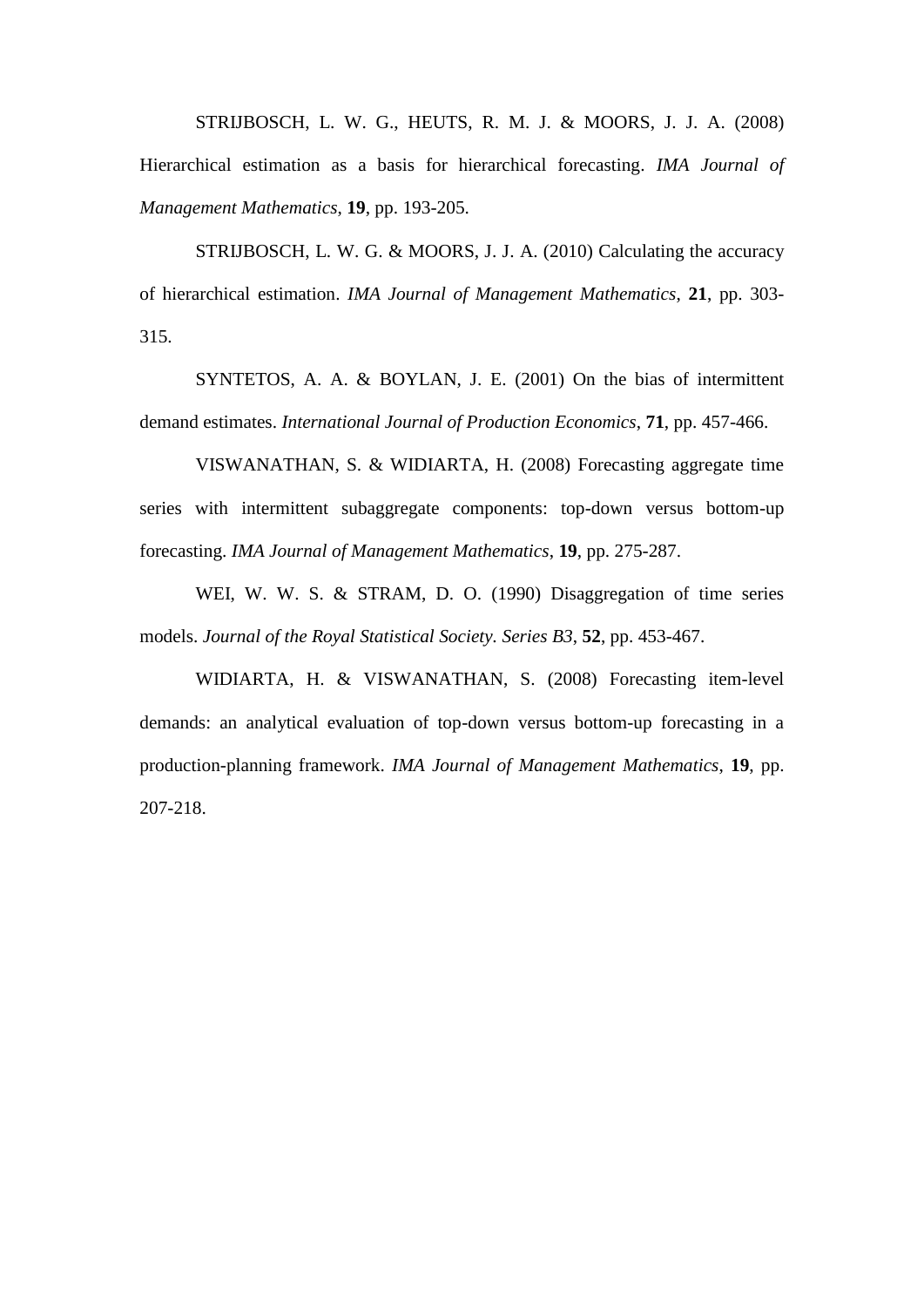STRIJBOSCH, L. W. G., HEUTS, R. M. J. & MOORS, J. J. A. (2008) Hierarchical estimation as a basis for hierarchical forecasting. *IMA Journal of Management Mathematics*, **19**, pp. 193-205.

STRIJBOSCH, L. W. G. & MOORS, J. J. A. (2010) Calculating the accuracy of hierarchical estimation. *IMA Journal of Management Mathematics*, **21**, pp. 303-315.

SYNTETOS, A. A. & BOYLAN, J. E. (2001) On the bias of intermittent demand estimates. *International Journal of Production Economics*, **71**, pp. 457-466.

VISWANATHAN, S. & WIDIARTA, H. (2008) Forecasting aggregate time series with intermittent subaggregate components: top-down versus bottom-up forecasting. *IMA Journal of Management Mathematics*, **19**, pp. 275-287.

WEI, W. W. S. & STRAM, D. O. (1990) Disaggregation of time series models. *Journal of the Royal Statistical Society. Series B3*, **52**, pp. 453-467.

WIDIARTA, H. & VISWANATHAN, S. (2008) Forecasting item-level demands: an analytical evaluation of top-down versus bottom-up forecasting in a production-planning framework. *IMA Journal of Management Mathematics*, **19**, pp. 207-218.